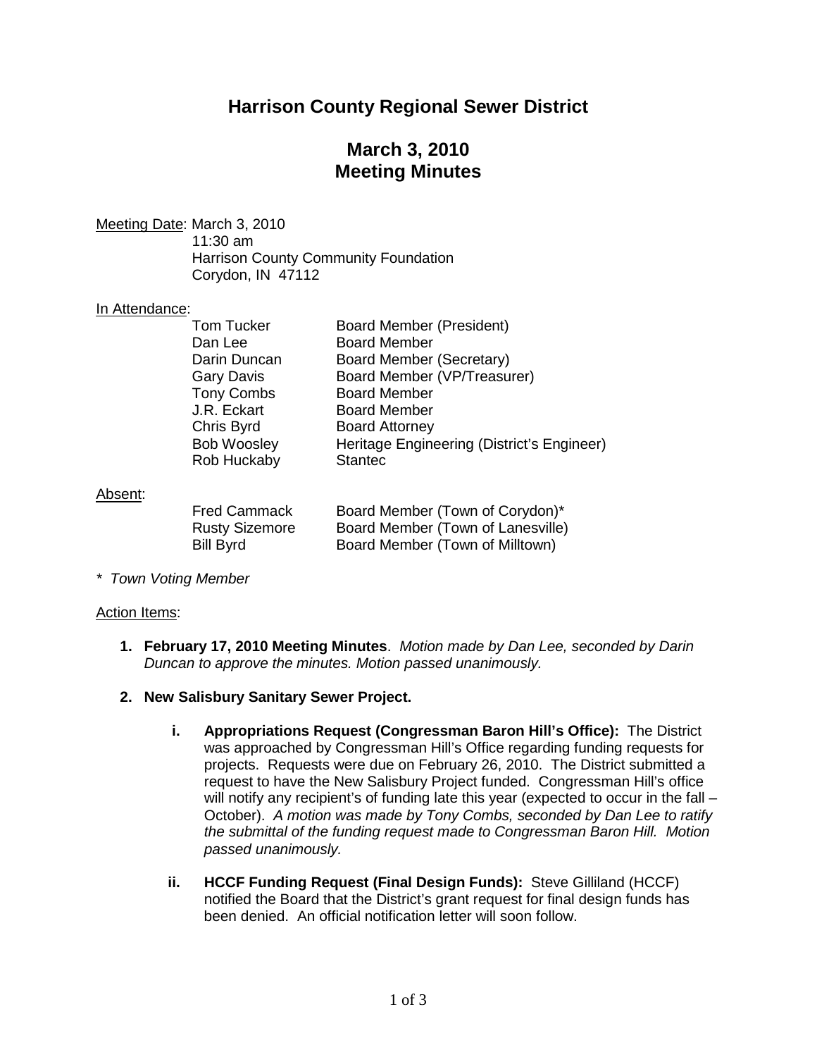# Harrison County Regional Sewer District

## March 3, 2010
## Meeting Minutes

Meeting Date: March 3, 2010
11:30 am
Harrison County Community Foundation
Corydon, IN 47112

In Attendance:

| | |
|---|---|
| Tom Tucker | Board Member (President) |
| Dan Lee | Board Member |
| Darin Duncan | Board Member (Secretary) |
| Gary Davis | Board Member (VP/Treasurer) |
| Tony Combs | Board Member |
| J.R. Eckart | Board Member |
| Chris Byrd | Board Attorney |
| Bob Woosley | Heritage Engineering (District's Engineer) |
| Rob Huckaby | Stantec |

Absent:

| | |
|---|---|
| Fred Cammack | Board Member (Town of Corydon)* |
| Rusty Sizemore | Board Member (Town of Lanesville) |
| Bill Byrd | Board Member (Town of Milltown) |

*\* Town Voting Member*

Action Items:

1. **February 17, 2010 Meeting Minutes**. *Motion made by Dan Lee, seconded by Darin Duncan to approve the minutes. Motion passed unanimously.*

2. **New Salisbury Sanitary Sewer Project.**

   i. **Appropriations Request (Congressman Baron Hill's Office):** The District was approached by Congressman Hill's Office regarding funding requests for projects. Requests were due on February 26, 2010. The District submitted a request to have the New Salisbury Project funded. Congressman Hill's office will notify any recipient's of funding late this year (expected to occur in the fall – October). *A motion was made by Tony Combs, seconded by Dan Lee to ratify the submittal of the funding request made to Congressman Baron Hill. Motion passed unanimously.*

   ii. **HCCF Funding Request (Final Design Funds):** Steve Gilliland (HCCF) notified the Board that the District's grant request for final design funds has been denied. An official notification letter will soon follow.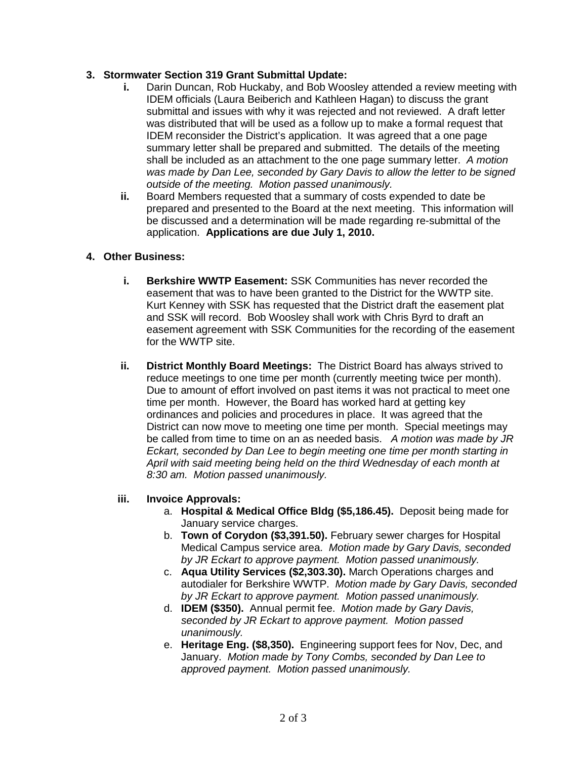3. **Stormwater Section 319 Grant Submittal Update:**
   i. Darin Duncan, Rob Huckaby, and Bob Woosley attended a review meeting with IDEM officials (Laura Beiberich and Kathleen Hagan) to discuss the grant submittal and issues with why it was rejected and not reviewed. A draft letter was distributed that will be used as a follow up to make a formal request that IDEM reconsider the District's application. It was agreed that a one page summary letter shall be prepared and submitted. The details of the meeting shall be included as an attachment to the one page summary letter. *A motion was made by Dan Lee, seconded by Gary Davis to allow the letter to be signed outside of the meeting. Motion passed unanimously.*
   ii. Board Members requested that a summary of costs expended to date be prepared and presented to the Board at the next meeting. This information will be discussed and a determination will be made regarding re-submittal of the application. **Applications are due July 1, 2010.**

4. **Other Business:**

   i. **Berkshire WWTP Easement:** SSK Communities has never recorded the easement that was to have been granted to the District for the WWTP site. Kurt Kenney with SSK has requested that the District draft the easement plat and SSK will record. Bob Woosley shall work with Chris Byrd to draft an easement agreement with SSK Communities for the recording of the easement for the WWTP site.

   ii. **District Monthly Board Meetings:** The District Board has always strived to reduce meetings to one time per month (currently meeting twice per month). Due to amount of effort involved on past items it was not practical to meet one time per month. However, the Board has worked hard at getting key ordinances and policies and procedures in place. It was agreed that the District can now move to meeting one time per month. Special meetings may be called from time to time on an as needed basis. *A motion was made by JR Eckart, seconded by Dan Lee to begin meeting one time per month starting in April with said meeting being held on the third Wednesday of each month at 8:30 am. Motion passed unanimously.*

   iii. **Invoice Approvals:**
      a. **Hospital & Medical Office Bldg ($5,186.45).** Deposit being made for January service charges.
      b. **Town of Corydon ($3,391.50).** February sewer charges for Hospital Medical Campus service area. *Motion made by Gary Davis, seconded by JR Eckart to approve payment. Motion passed unanimously.*
      c. **Aqua Utility Services ($2,303.30).** March Operations charges and autodialer for Berkshire WWTP. *Motion made by Gary Davis, seconded by JR Eckart to approve payment. Motion passed unanimously.*
      d. **IDEM ($350).** Annual permit fee. *Motion made by Gary Davis, seconded by JR Eckart to approve payment. Motion passed unanimously.*
      e. **Heritage Eng. ($8,350).** Engineering support fees for Nov, Dec, and January. *Motion made by Tony Combs, seconded by Dan Lee to approved payment. Motion passed unanimously.*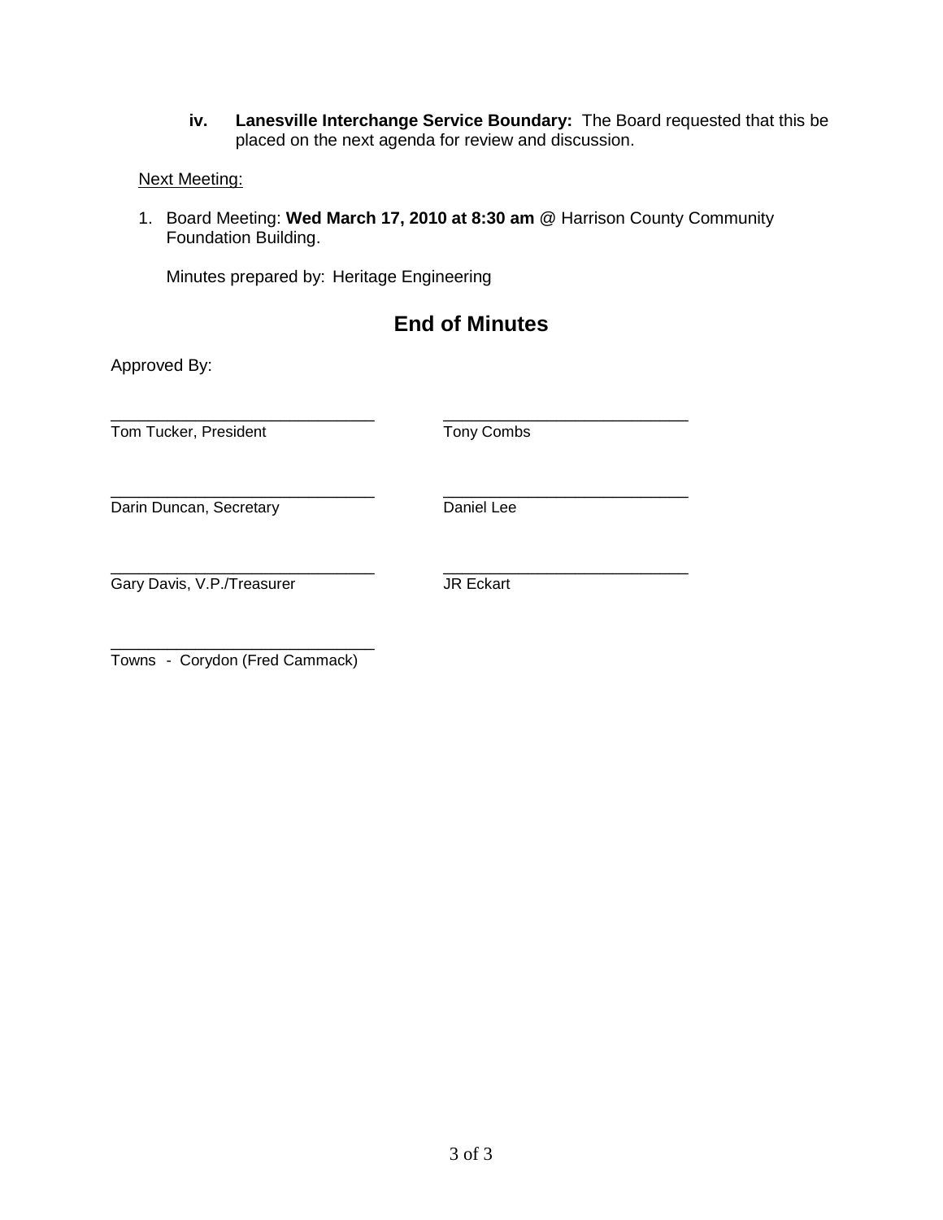iv. **Lanesville Interchange Service Boundary:** The Board requested that this be placed on the next agenda for review and discussion.

<u>Next Meeting:</u>

1. Board Meeting: **Wed March 17, 2010 at 8:30 am** @ Harrison County Community Foundation Building.

   Minutes prepared by: Heritage Engineering

## End of Minutes

Approved By:

| | |
|---|---|
| ______________________________ | ______________________________ |
| Tom Tucker, President | Tony Combs |
| ______________________________ | ______________________________ |
| Darin Duncan, Secretary | Daniel Lee |
| ______________________________ | ______________________________ |
| Gary Davis, V.P./Treasurer | JR Eckart |
| ______________________________ | |
| Towns - Corydon (Fred Cammack) | |